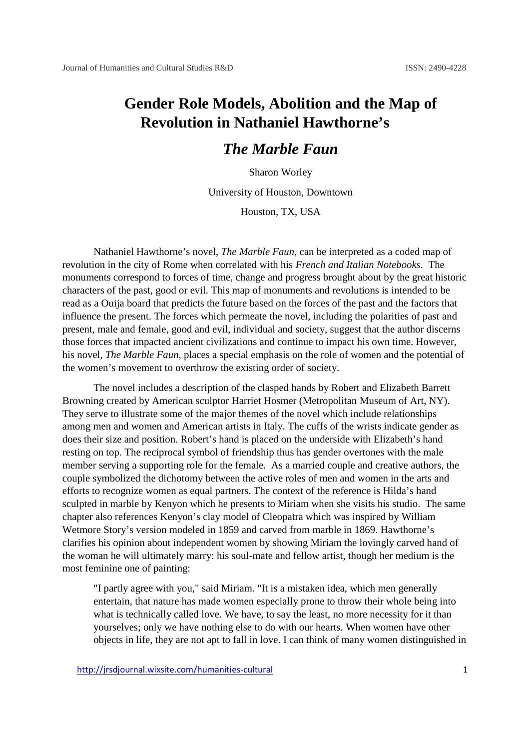# Gender Role Models, Abolition and the Map of Revolution in Nathaniel Hawthorne's *The Marble Faun*

Sharon Worley

University of Houston, Downtown

Houston, TX, USA

Nathaniel Hawthorne's novel, *The Marble Faun*, can be interpreted as a coded map of revolution in the city of Rome when correlated with his *French and Italian Notebooks*. The monuments correspond to forces of time, change and progress brought about by the great historic characters of the past, good or evil. This map of monuments and revolutions is intended to be read as a Ouija board that predicts the future based on the forces of the past and the factors that influence the present. The forces which permeate the novel, including the polarities of past and present, male and female, good and evil, individual and society, suggest that the author discerns those forces that impacted ancient civilizations and continue to impact his own time. However, his novel, *The Marble Faun*, places a special emphasis on the role of women and the potential of the women's movement to overthrow the existing order of society.

The novel includes a description of the clasped hands by Robert and Elizabeth Barrett Browning created by American sculptor Harriet Hosmer (Metropolitan Museum of Art, NY). They serve to illustrate some of the major themes of the novel which include relationships among men and women and American artists in Italy. The cuffs of the wrists indicate gender as does their size and position. Robert's hand is placed on the underside with Elizabeth's hand resting on top. The reciprocal symbol of friendship thus has gender overtones with the male member serving a supporting role for the female. As a married couple and creative authors, the couple symbolized the dichotomy between the active roles of men and women in the arts and efforts to recognize women as equal partners. The context of the reference is Hilda's hand sculpted in marble by Kenyon which he presents to Miriam when she visits his studio. The same chapter also references Kenyon's clay model of Cleopatra which was inspired by William Wetmore Story's version modeled in 1859 and carved from marble in 1869. Hawthorne's clarifies his opinion about independent women by showing Miriam the lovingly carved hand of the woman he will ultimately marry: his soul-mate and fellow artist, though her medium is the most feminine one of painting:

> "I partly agree with you," said Miriam. "It is a mistaken idea, which men generally entertain, that nature has made women especially prone to throw their whole being into what is technically called love. We have, to say the least, no more necessity for it than yourselves; only we have nothing else to do with our hearts. When women have other objects in life, they are not apt to fall in love. I can think of many women distinguished in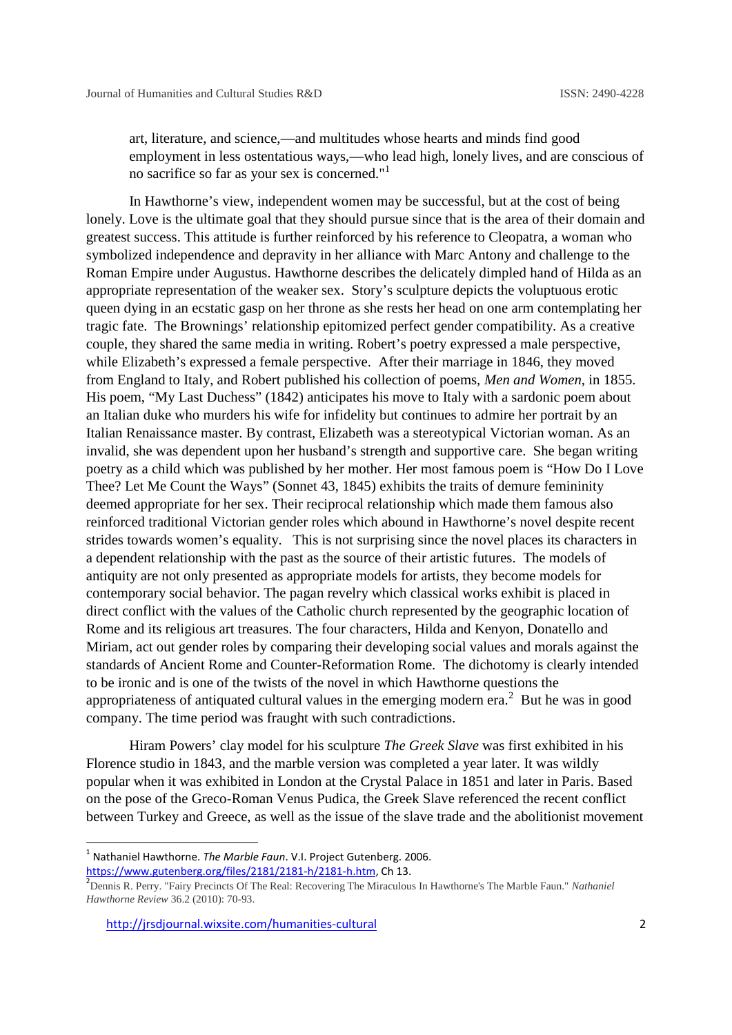art, literature, and science,—and multitudes whose hearts and minds find good employment in less ostentatious ways,—who lead high, lonely lives, and are conscious of no sacrifice so far as your sex is concerned."[1]

In Hawthorne's view, independent women may be successful, but at the cost of being lonely. Love is the ultimate goal that they should pursue since that is the area of their domain and greatest success. This attitude is further reinforced by his reference to Cleopatra, a woman who symbolized independence and depravity in her alliance with Marc Antony and challenge to the Roman Empire under Augustus. Hawthorne describes the delicately dimpled hand of Hilda as an appropriate representation of the weaker sex. Story's sculpture depicts the voluptuous erotic queen dying in an ecstatic gasp on her throne as she rests her head on one arm contemplating her tragic fate. The Brownings' relationship epitomized perfect gender compatibility. As a creative couple, they shared the same media in writing. Robert's poetry expressed a male perspective, while Elizabeth's expressed a female perspective. After their marriage in 1846, they moved from England to Italy, and Robert published his collection of poems, *Men and Women*, in 1855. His poem, "My Last Duchess" (1842) anticipates his move to Italy with a sardonic poem about an Italian duke who murders his wife for infidelity but continues to admire her portrait by an Italian Renaissance master. By contrast, Elizabeth was a stereotypical Victorian woman. As an invalid, she was dependent upon her husband's strength and supportive care. She began writing poetry as a child which was published by her mother. Her most famous poem is "How Do I Love Thee? Let Me Count the Ways" (Sonnet 43, 1845) exhibits the traits of demure femininity deemed appropriate for her sex. Their reciprocal relationship which made them famous also reinforced traditional Victorian gender roles which abound in Hawthorne's novel despite recent strides towards women's equality. This is not surprising since the novel places its characters in a dependent relationship with the past as the source of their artistic futures. The models of antiquity are not only presented as appropriate models for artists, they become models for contemporary social behavior. The pagan revelry which classical works exhibit is placed in direct conflict with the values of the Catholic church represented by the geographic location of Rome and its religious art treasures. The four characters, Hilda and Kenyon, Donatello and Miriam, act out gender roles by comparing their developing social values and morals against the standards of Ancient Rome and Counter-Reformation Rome. The dichotomy is clearly intended to be ironic and is one of the twists of the novel in which Hawthorne questions the appropriateness of antiquated cultural values in the emerging modern era.[2] But he was in good company. The time period was fraught with such contradictions.

Hiram Powers' clay model for his sculpture *The Greek Slave* was first exhibited in his Florence studio in 1843, and the marble version was completed a year later. It was wildly popular when it was exhibited in London at the Crystal Palace in 1851 and later in Paris. Based on the pose of the Greco-Roman Venus Pudica, the Greek Slave referenced the recent conflict between Turkey and Greece, as well as the issue of the slave trade and the abolitionist movement

---

[1] Nathaniel Hawthorne. *The Marble Faun*. V.I. Project Gutenberg. 2006. https://www.gutenberg.org/files/2181/2181-h/2181-h.htm, Ch 13.

[2] Dennis R. Perry. "Fairy Precincts Of The Real: Recovering The Miraculous In Hawthorne's The Marble Faun." *Nathaniel Hawthorne Review* 36.2 (2010): 70-93.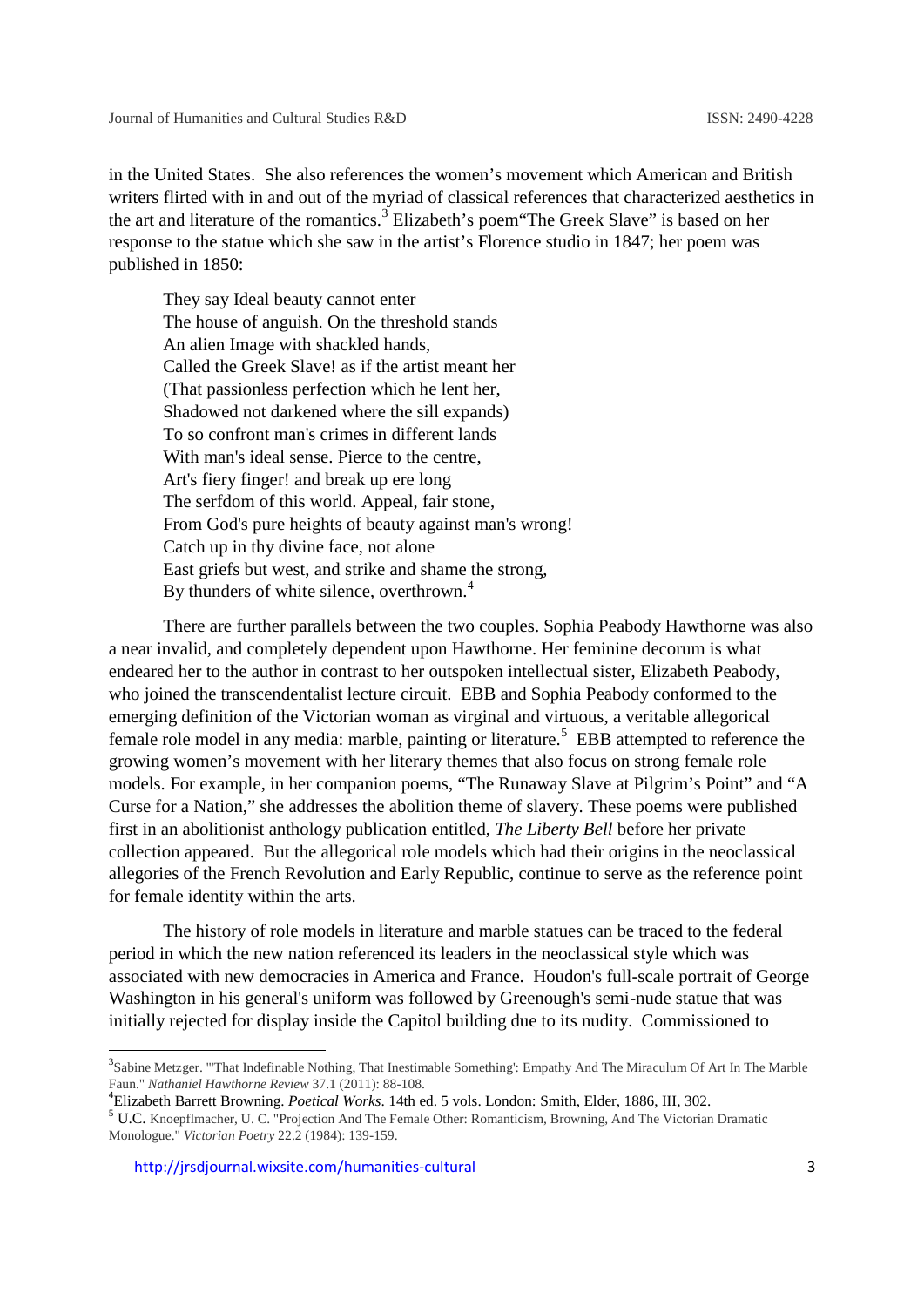in the United States. She also references the women's movement which American and British writers flirted with in and out of the myriad of classical references that characterized aesthetics in the art and literature of the romantics.[3] Elizabeth's poem"The Greek Slave" is based on her response to the statue which she saw in the artist's Florence studio in 1847; her poem was published in 1850:

> They say Ideal beauty cannot enter  
> The house of anguish. On the threshold stands  
> An alien Image with shackled hands,  
> Called the Greek Slave! as if the artist meant her  
> (That passionless perfection which he lent her,  
> Shadowed not darkened where the sill expands)  
> To so confront man's crimes in different lands  
> With man's ideal sense. Pierce to the centre,  
> Art's fiery finger! and break up ere long  
> The serfdom of this world. Appeal, fair stone,  
> From God's pure heights of beauty against man's wrong!  
> Catch up in thy divine face, not alone  
> East griefs but west, and strike and shame the strong,  
> By thunders of white silence, overthrown.[4]

There are further parallels between the two couples. Sophia Peabody Hawthorne was also a near invalid, and completely dependent upon Hawthorne. Her feminine decorum is what endeared her to the author in contrast to her outspoken intellectual sister, Elizabeth Peabody, who joined the transcendentalist lecture circuit. EBB and Sophia Peabody conformed to the emerging definition of the Victorian woman as virginal and virtuous, a veritable allegorical female role model in any media: marble, painting or literature.[5] EBB attempted to reference the growing women's movement with her literary themes that also focus on strong female role models. For example, in her companion poems, "The Runaway Slave at Pilgrim's Point" and "A Curse for a Nation," she addresses the abolition theme of slavery. These poems were published first in an abolitionist anthology publication entitled, *The Liberty Bell* before her private collection appeared. But the allegorical role models which had their origins in the neoclassical allegories of the French Revolution and Early Republic, continue to serve as the reference point for female identity within the arts.

The history of role models in literature and marble statues can be traced to the federal period in which the new nation referenced its leaders in the neoclassical style which was associated with new democracies in America and France. Houdon's full-scale portrait of George Washington in his general's uniform was followed by Greenough's semi-nude statue that was initially rejected for display inside the Capitol building due to its nudity. Commissioned to

---

[3] Sabine Metzger. "'That Indefinable Nothing, That Inestimable Something': Empathy And The Miraculum Of Art In The Marble Faun." *Nathaniel Hawthorne Review* 37.1 (2011): 88-108.

[4] Elizabeth Barrett Browning. *Poetical Works*. 14th ed. 5 vols. London: Smith, Elder, 1886, III, 302.

[5] U.C. Knoepflmacher, U. C. "Projection And The Female Other: Romanticism, Browning, And The Victorian Dramatic Monologue." *Victorian Poetry* 22.2 (1984): 139-159.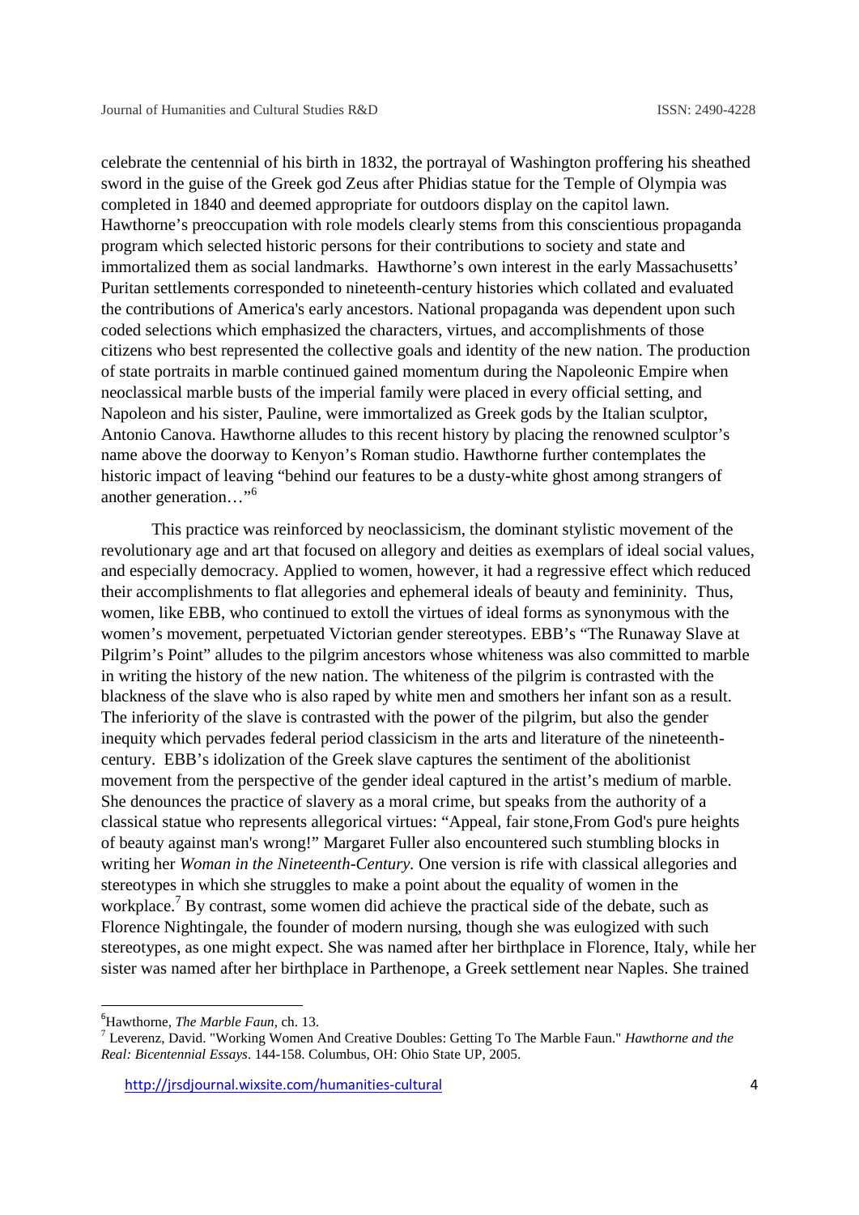celebrate the centennial of his birth in 1832, the portrayal of Washington proffering his sheathed sword in the guise of the Greek god Zeus after Phidias statue for the Temple of Olympia was completed in 1840 and deemed appropriate for outdoors display on the capitol lawn. Hawthorne's preoccupation with role models clearly stems from this conscientious propaganda program which selected historic persons for their contributions to society and state and immortalized them as social landmarks. Hawthorne's own interest in the early Massachusetts' Puritan settlements corresponded to nineteenth-century histories which collated and evaluated the contributions of America's early ancestors. National propaganda was dependent upon such coded selections which emphasized the characters, virtues, and accomplishments of those citizens who best represented the collective goals and identity of the new nation. The production of state portraits in marble continued gained momentum during the Napoleonic Empire when neoclassical marble busts of the imperial family were placed in every official setting, and Napoleon and his sister, Pauline, were immortalized as Greek gods by the Italian sculptor, Antonio Canova. Hawthorne alludes to this recent history by placing the renowned sculptor's name above the doorway to Kenyon's Roman studio. Hawthorne further contemplates the historic impact of leaving "behind our features to be a dusty-white ghost among strangers of another generation…"[6]

This practice was reinforced by neoclassicism, the dominant stylistic movement of the revolutionary age and art that focused on allegory and deities as exemplars of ideal social values, and especially democracy. Applied to women, however, it had a regressive effect which reduced their accomplishments to flat allegories and ephemeral ideals of beauty and femininity. Thus, women, like EBB, who continued to extoll the virtues of ideal forms as synonymous with the women's movement, perpetuated Victorian gender stereotypes. EBB's "The Runaway Slave at Pilgrim's Point" alludes to the pilgrim ancestors whose whiteness was also committed to marble in writing the history of the new nation. The whiteness of the pilgrim is contrasted with the blackness of the slave who is also raped by white men and smothers her infant son as a result. The inferiority of the slave is contrasted with the power of the pilgrim, but also the gender inequity which pervades federal period classicism in the arts and literature of the nineteenth-century. EBB's idolization of the Greek slave captures the sentiment of the abolitionist movement from the perspective of the gender ideal captured in the artist's medium of marble. She denounces the practice of slavery as a moral crime, but speaks from the authority of a classical statue who represents allegorical virtues: "Appeal, fair stone,From God's pure heights of beauty against man's wrong!" Margaret Fuller also encountered such stumbling blocks in writing her *Woman in the Nineteenth-Century.* One version is rife with classical allegories and stereotypes in which she struggles to make a point about the equality of women in the workplace.[7] By contrast, some women did achieve the practical side of the debate, such as Florence Nightingale, the founder of modern nursing, though she was eulogized with such stereotypes, as one might expect. She was named after her birthplace in Florence, Italy, while her sister was named after her birthplace in Parthenope, a Greek settlement near Naples. She trained

---

[6] Hawthorne, *The Marble Faun*, ch. 13.

[7] Leverenz, David. "Working Women And Creative Doubles: Getting To The Marble Faun." *Hawthorne and the Real: Bicentennial Essays*. 144-158. Columbus, OH: Ohio State UP, 2005.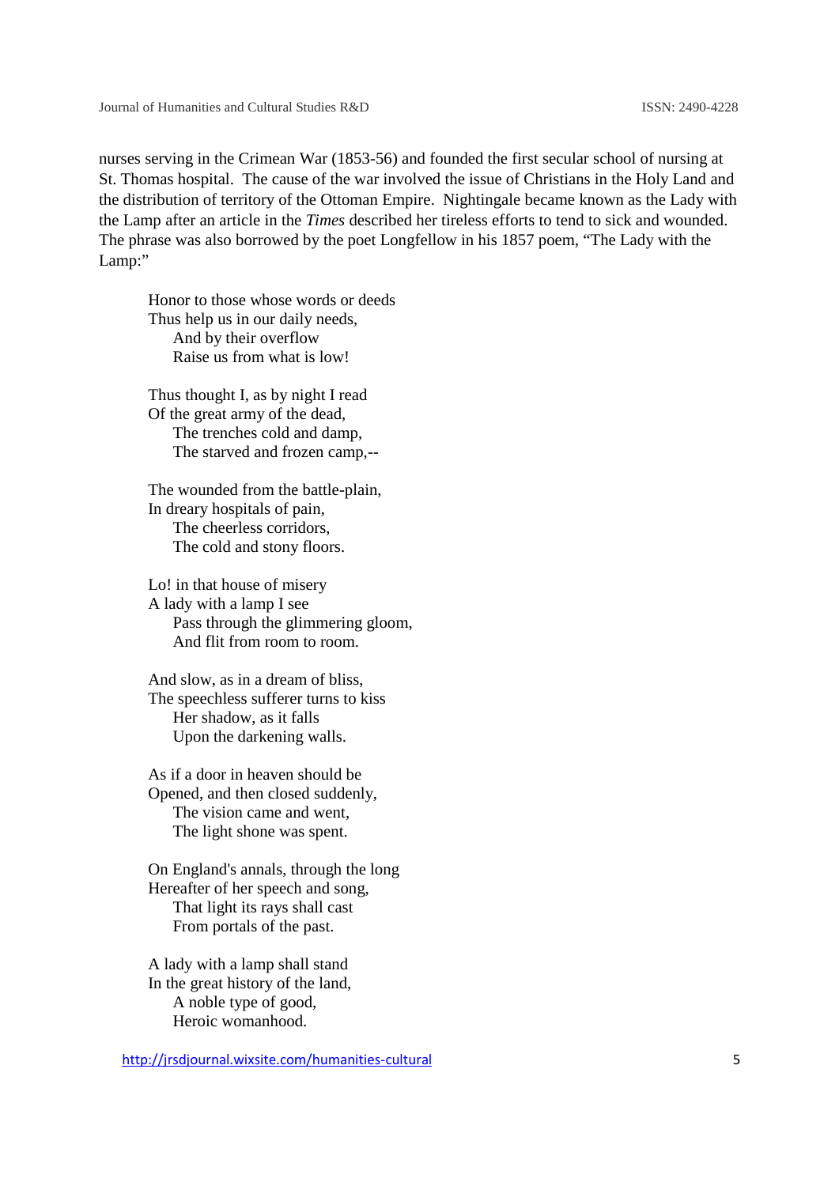nurses serving in the Crimean War (1853-56) and founded the first secular school of nursing at St. Thomas hospital. The cause of the war involved the issue of Christians in the Holy Land and the distribution of territory of the Ottoman Empire. Nightingale became known as the Lady with the Lamp after an article in the *Times* described her tireless efforts to tend to sick and wounded. The phrase was also borrowed by the poet Longfellow in his 1857 poem, "The Lady with the Lamp:"

> Honor to those whose words or deeds  
> Thus help us in our daily needs,  
> &nbsp;&nbsp;&nbsp;&nbsp;And by their overflow  
> &nbsp;&nbsp;&nbsp;&nbsp;Raise us from what is low!
>
> Thus thought I, as by night I read  
> Of the great army of the dead,  
> &nbsp;&nbsp;&nbsp;&nbsp;The trenches cold and damp,  
> &nbsp;&nbsp;&nbsp;&nbsp;The starved and frozen camp,--
>
> The wounded from the battle-plain,  
> In dreary hospitals of pain,  
> &nbsp;&nbsp;&nbsp;&nbsp;The cheerless corridors,  
> &nbsp;&nbsp;&nbsp;&nbsp;The cold and stony floors.
>
> Lo! in that house of misery  
> A lady with a lamp I see  
> &nbsp;&nbsp;&nbsp;&nbsp;Pass through the glimmering gloom,  
> &nbsp;&nbsp;&nbsp;&nbsp;And flit from room to room.
>
> And slow, as in a dream of bliss,  
> The speechless sufferer turns to kiss  
> &nbsp;&nbsp;&nbsp;&nbsp;Her shadow, as it falls  
> &nbsp;&nbsp;&nbsp;&nbsp;Upon the darkening walls.
>
> As if a door in heaven should be  
> Opened, and then closed suddenly,  
> &nbsp;&nbsp;&nbsp;&nbsp;The vision came and went,  
> &nbsp;&nbsp;&nbsp;&nbsp;The light shone was spent.
>
> On England's annals, through the long  
> Hereafter of her speech and song,  
> &nbsp;&nbsp;&nbsp;&nbsp;That light its rays shall cast  
> &nbsp;&nbsp;&nbsp;&nbsp;From portals of the past.
>
> A lady with a lamp shall stand  
> In the great history of the land,  
> &nbsp;&nbsp;&nbsp;&nbsp;A noble type of good,  
> &nbsp;&nbsp;&nbsp;&nbsp;Heroic womanhood.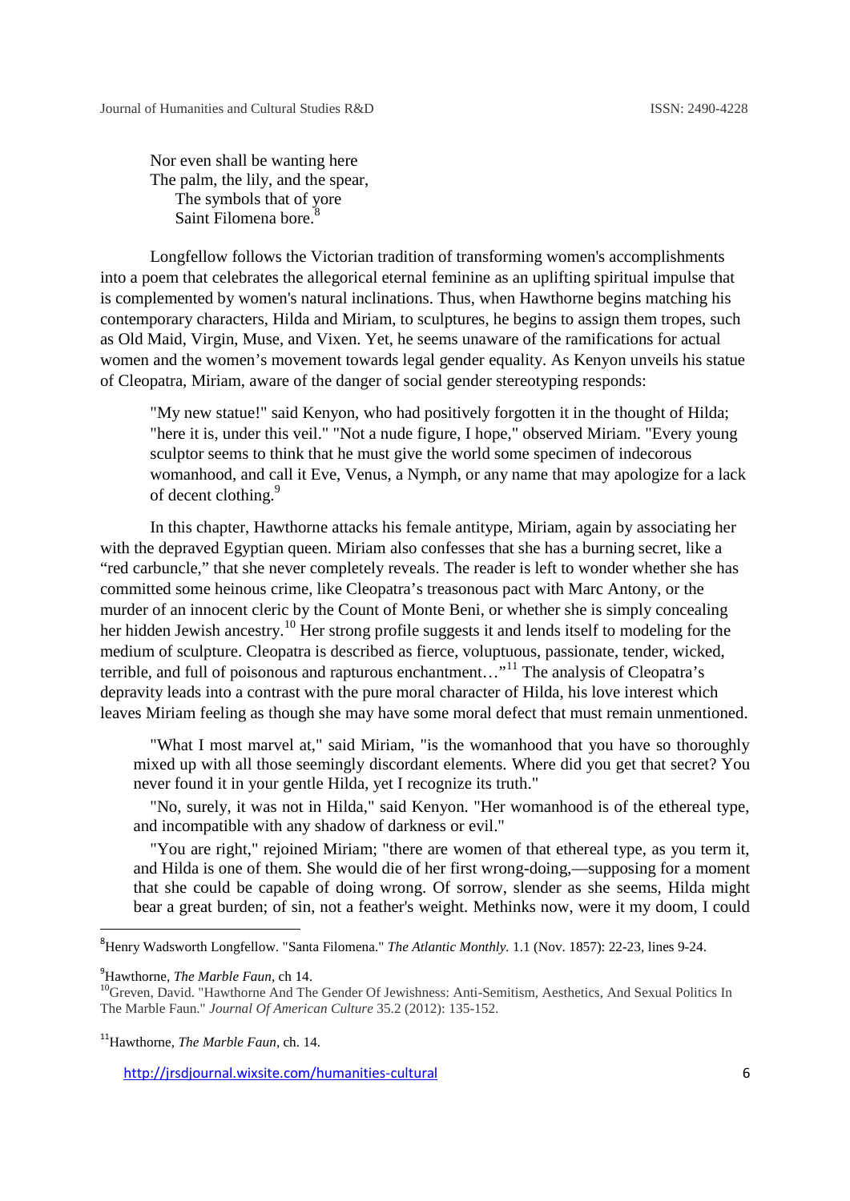Nor even shall be wanting here  
The palm, the lily, and the spear,  
The symbols that of yore  
Saint Filomena bore.[8]

Longfellow follows the Victorian tradition of transforming women's accomplishments into a poem that celebrates the allegorical eternal feminine as an uplifting spiritual impulse that is complemented by women's natural inclinations. Thus, when Hawthorne begins matching his contemporary characters, Hilda and Miriam, to sculptures, he begins to assign them tropes, such as Old Maid, Virgin, Muse, and Vixen. Yet, he seems unaware of the ramifications for actual women and the women's movement towards legal gender equality. As Kenyon unveils his statue of Cleopatra, Miriam, aware of the danger of social gender stereotyping responds:

> "My new statue!" said Kenyon, who had positively forgotten it in the thought of Hilda; "here it is, under this veil." "Not a nude figure, I hope," observed Miriam. "Every young sculptor seems to think that he must give the world some specimen of indecorous womanhood, and call it Eve, Venus, a Nymph, or any name that may apologize for a lack of decent clothing.[9]

In this chapter, Hawthorne attacks his female antitype, Miriam, again by associating her with the depraved Egyptian queen. Miriam also confesses that she has a burning secret, like a "red carbuncle," that she never completely reveals. The reader is left to wonder whether she has committed some heinous crime, like Cleopatra's treasonous pact with Marc Antony, or the murder of an innocent cleric by the Count of Monte Beni, or whether she is simply concealing her hidden Jewish ancestry.[10] Her strong profile suggests it and lends itself to modeling for the medium of sculpture. Cleopatra is described as fierce, voluptuous, passionate, tender, wicked, terrible, and full of poisonous and rapturous enchantment…"[11] The analysis of Cleopatra's depravity leads into a contrast with the pure moral character of Hilda, his love interest which leaves Miriam feeling as though she may have some moral defect that must remain unmentioned.

> "What I most marvel at," said Miriam, "is the womanhood that you have so thoroughly mixed up with all those seemingly discordant elements. Where did you get that secret? You never found it in your gentle Hilda, yet I recognize its truth."
>
> "No, surely, it was not in Hilda," said Kenyon. "Her womanhood is of the ethereal type, and incompatible with any shadow of darkness or evil."
>
> "You are right," rejoined Miriam; "there are women of that ethereal type, as you term it, and Hilda is one of them. She would die of her first wrong-doing,—supposing for a moment that she could be capable of doing wrong. Of sorrow, slender as she seems, Hilda might bear a great burden; of sin, not a feather's weight. Methinks now, were it my doom, I could

---

[8] Henry Wadsworth Longfellow. "Santa Filomena." *The Atlantic Monthly.* 1.1 (Nov. 1857): 22-23, lines 9-24.

[9] Hawthorne, *The Marble Faun*, ch 14.

[10] Greven, David. "Hawthorne And The Gender Of Jewishness: Anti-Semitism, Aesthetics, And Sexual Politics In The Marble Faun." *Journal Of American Culture* 35.2 (2012): 135-152.

[11] Hawthorne, *The Marble Faun*, ch. 14.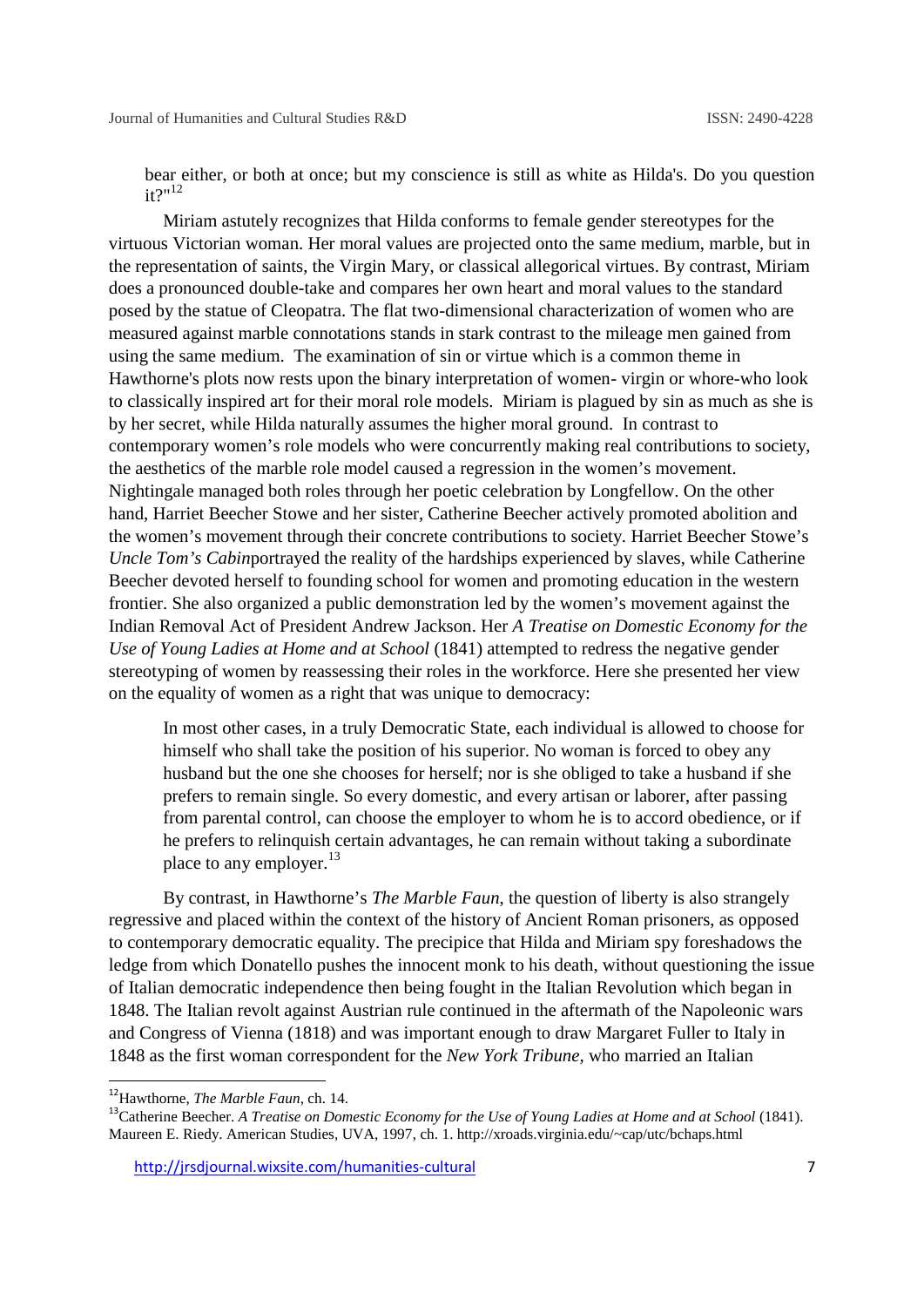bear either, or both at once; but my conscience is still as white as Hilda's. Do you question it?"[12]

Miriam astutely recognizes that Hilda conforms to female gender stereotypes for the virtuous Victorian woman. Her moral values are projected onto the same medium, marble, but in the representation of saints, the Virgin Mary, or classical allegorical virtues. By contrast, Miriam does a pronounced double-take and compares her own heart and moral values to the standard posed by the statue of Cleopatra. The flat two-dimensional characterization of women who are measured against marble connotations stands in stark contrast to the mileage men gained from using the same medium. The examination of sin or virtue which is a common theme in Hawthorne's plots now rests upon the binary interpretation of women- virgin or whore-who look to classically inspired art for their moral role models. Miriam is plagued by sin as much as she is by her secret, while Hilda naturally assumes the higher moral ground. In contrast to contemporary women's role models who were concurrently making real contributions to society, the aesthetics of the marble role model caused a regression in the women's movement. Nightingale managed both roles through her poetic celebration by Longfellow. On the other hand, Harriet Beecher Stowe and her sister, Catherine Beecher actively promoted abolition and the women's movement through their concrete contributions to society. Harriet Beecher Stowe's *Uncle Tom's Cabin*portrayed the reality of the hardships experienced by slaves, while Catherine Beecher devoted herself to founding school for women and promoting education in the western frontier. She also organized a public demonstration led by the women's movement against the Indian Removal Act of President Andrew Jackson. Her *A Treatise on Domestic Economy for the Use of Young Ladies at Home and at School* (1841) attempted to redress the negative gender stereotyping of women by reassessing their roles in the workforce. Here she presented her view on the equality of women as a right that was unique to democracy:

> In most other cases, in a truly Democratic State, each individual is allowed to choose for himself who shall take the position of his superior. No woman is forced to obey any husband but the one she chooses for herself; nor is she obliged to take a husband if she prefers to remain single. So every domestic, and every artisan or laborer, after passing from parental control, can choose the employer to whom he is to accord obedience, or if he prefers to relinquish certain advantages, he can remain without taking a subordinate place to any employer.[13]

By contrast, in Hawthorne's *The Marble Faun*, the question of liberty is also strangely regressive and placed within the context of the history of Ancient Roman prisoners, as opposed to contemporary democratic equality. The precipice that Hilda and Miriam spy foreshadows the ledge from which Donatello pushes the innocent monk to his death, without questioning the issue of Italian democratic independence then being fought in the Italian Revolution which began in 1848. The Italian revolt against Austrian rule continued in the aftermath of the Napoleonic wars and Congress of Vienna (1818) and was important enough to draw Margaret Fuller to Italy in 1848 as the first woman correspondent for the *New York Tribune*, who married an Italian

---

[12] Hawthorne, *The Marble Faun*, ch. 14.

[13] Catherine Beecher. *A Treatise on Domestic Economy for the Use of Young Ladies at Home and at School* (1841). Maureen E. Riedy. American Studies, UVA, 1997, ch. 1. http://xroads.virginia.edu/~cap/utc/bchaps.html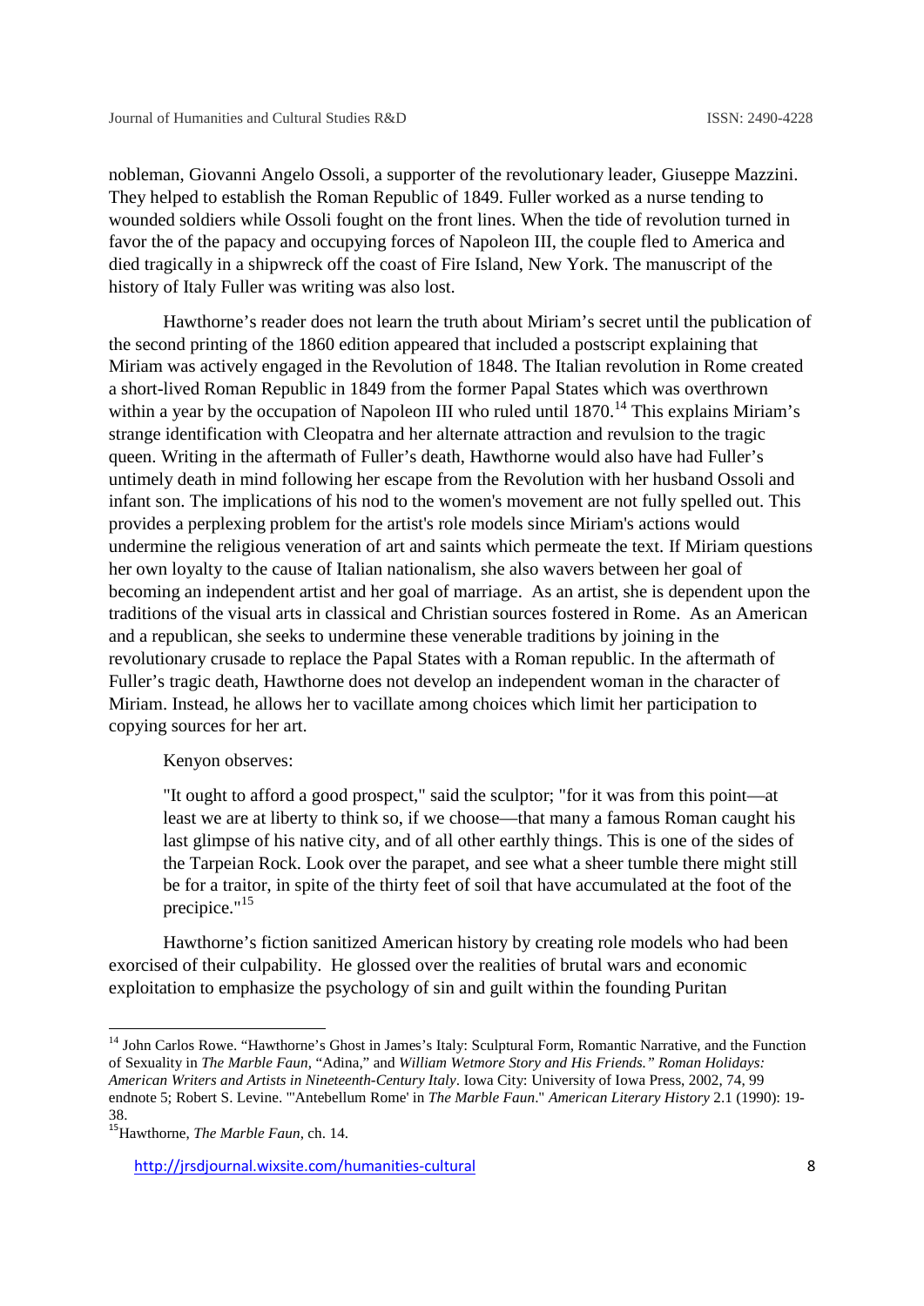nobleman, Giovanni Angelo Ossoli, a supporter of the revolutionary leader, Giuseppe Mazzini. They helped to establish the Roman Republic of 1849. Fuller worked as a nurse tending to wounded soldiers while Ossoli fought on the front lines. When the tide of revolution turned in favor the of the papacy and occupying forces of Napoleon III, the couple fled to America and died tragically in a shipwreck off the coast of Fire Island, New York. The manuscript of the history of Italy Fuller was writing was also lost.

Hawthorne's reader does not learn the truth about Miriam's secret until the publication of the second printing of the 1860 edition appeared that included a postscript explaining that Miriam was actively engaged in the Revolution of 1848. The Italian revolution in Rome created a short-lived Roman Republic in 1849 from the former Papal States which was overthrown within a year by the occupation of Napoleon III who ruled until 1870.[14] This explains Miriam's strange identification with Cleopatra and her alternate attraction and revulsion to the tragic queen. Writing in the aftermath of Fuller's death, Hawthorne would also have had Fuller's untimely death in mind following her escape from the Revolution with her husband Ossoli and infant son. The implications of his nod to the women's movement are not fully spelled out. This provides a perplexing problem for the artist's role models since Miriam's actions would undermine the religious veneration of art and saints which permeate the text. If Miriam questions her own loyalty to the cause of Italian nationalism, she also wavers between her goal of becoming an independent artist and her goal of marriage. As an artist, she is dependent upon the traditions of the visual arts in classical and Christian sources fostered in Rome. As an American and a republican, she seeks to undermine these venerable traditions by joining in the revolutionary crusade to replace the Papal States with a Roman republic. In the aftermath of Fuller's tragic death, Hawthorne does not develop an independent woman in the character of Miriam. Instead, he allows her to vacillate among choices which limit her participation to copying sources for her art.

Kenyon observes:

> "It ought to afford a good prospect," said the sculptor; "for it was from this point—at least we are at liberty to think so, if we choose—that many a famous Roman caught his last glimpse of his native city, and of all other earthly things. This is one of the sides of the Tarpeian Rock. Look over the parapet, and see what a sheer tumble there might still be for a traitor, in spite of the thirty feet of soil that have accumulated at the foot of the precipice."[15]

Hawthorne's fiction sanitized American history by creating role models who had been exorcised of their culpability. He glossed over the realities of brutal wars and economic exploitation to emphasize the psychology of sin and guilt within the founding Puritan

---

[14] John Carlos Rowe. "Hawthorne's Ghost in James's Italy: Sculptural Form, Romantic Narrative, and the Function of Sexuality in *The Marble Faun*, "Adina," and *William Wetmore Story and His Friends." Roman Holidays: American Writers and Artists in Nineteenth-Century Italy*. Iowa City: University of Iowa Press, 2002, 74, 99 endnote 5; Robert S. Levine. "'Antebellum Rome' in *The Marble Faun*." *American Literary History* 2.1 (1990): 19-38.

[15] Hawthorne, *The Marble Faun*, ch. 14.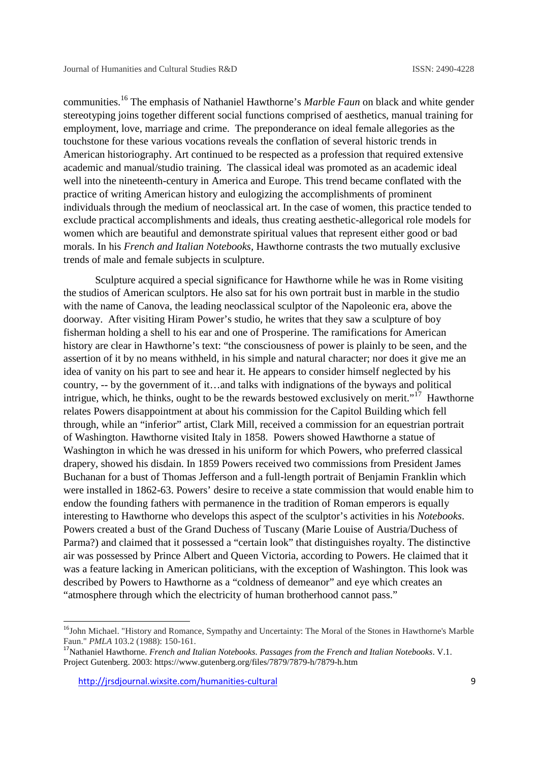communities.[16] The emphasis of Nathaniel Hawthorne's *Marble Faun* on black and white gender stereotyping joins together different social functions comprised of aesthetics, manual training for employment, love, marriage and crime. The preponderance on ideal female allegories as the touchstone for these various vocations reveals the conflation of several historic trends in American historiography. Art continued to be respected as a profession that required extensive academic and manual/studio training. The classical ideal was promoted as an academic ideal well into the nineteenth-century in America and Europe. This trend became conflated with the practice of writing American history and eulogizing the accomplishments of prominent individuals through the medium of neoclassical art. In the case of women, this practice tended to exclude practical accomplishments and ideals, thus creating aesthetic-allegorical role models for women which are beautiful and demonstrate spiritual values that represent either good or bad morals. In his *French and Italian Notebooks,* Hawthorne contrasts the two mutually exclusive trends of male and female subjects in sculpture.

Sculpture acquired a special significance for Hawthorne while he was in Rome visiting the studios of American sculptors. He also sat for his own portrait bust in marble in the studio with the name of Canova, the leading neoclassical sculptor of the Napoleonic era, above the doorway. After visiting Hiram Power's studio, he writes that they saw a sculpture of boy fisherman holding a shell to his ear and one of Prosperine. The ramifications for American history are clear in Hawthorne's text: "the consciousness of power is plainly to be seen, and the assertion of it by no means withheld, in his simple and natural character; nor does it give me an idea of vanity on his part to see and hear it. He appears to consider himself neglected by his country, -- by the government of it…and talks with indignations of the byways and political intrigue, which, he thinks, ought to be the rewards bestowed exclusively on merit."[17] Hawthorne relates Powers disappointment at about his commission for the Capitol Building which fell through, while an "inferior" artist, Clark Mill, received a commission for an equestrian portrait of Washington. Hawthorne visited Italy in 1858. Powers showed Hawthorne a statue of Washington in which he was dressed in his uniform for which Powers, who preferred classical drapery, showed his disdain. In 1859 Powers received two commissions from President James Buchanan for a bust of Thomas Jefferson and a full-length portrait of Benjamin Franklin which were installed in 1862-63. Powers' desire to receive a state commission that would enable him to endow the founding fathers with permanence in the tradition of Roman emperors is equally interesting to Hawthorne who develops this aspect of the sculptor's activities in his *Notebooks*. Powers created a bust of the Grand Duchess of Tuscany (Marie Louise of Austria/Duchess of Parma?) and claimed that it possessed a "certain look" that distinguishes royalty. The distinctive air was possessed by Prince Albert and Queen Victoria, according to Powers. He claimed that it was a feature lacking in American politicians, with the exception of Washington. This look was described by Powers to Hawthorne as a "coldness of demeanor" and eye which creates an "atmosphere through which the electricity of human brotherhood cannot pass."

---

[16] John Michael. "History and Romance, Sympathy and Uncertainty: The Moral of the Stones in Hawthorne's Marble Faun." *PMLA* 103.2 (1988): 150-161.

[17] Nathaniel Hawthorne. *French and Italian Notebooks. Passages from the French and Italian Notebooks*. V.1. Project Gutenberg. 2003: https://www.gutenberg.org/files/7879/7879-h/7879-h.htm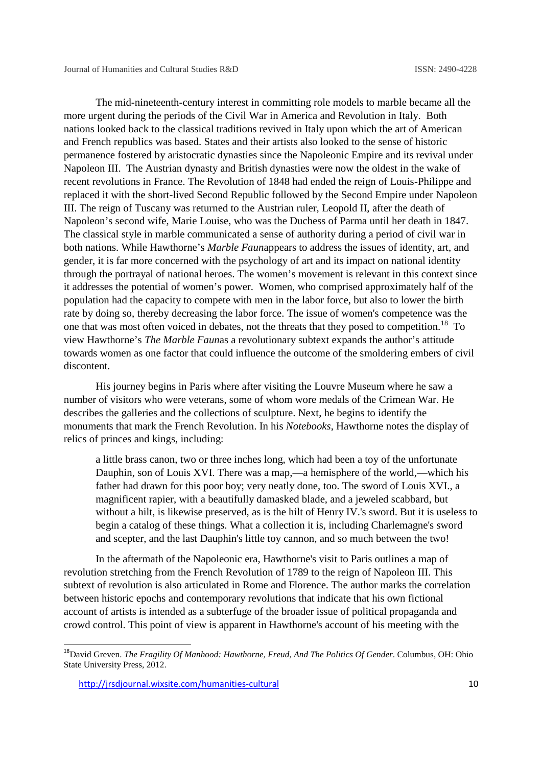The mid-nineteenth-century interest in committing role models to marble became all the more urgent during the periods of the Civil War in America and Revolution in Italy. Both nations looked back to the classical traditions revived in Italy upon which the art of American and French republics was based. States and their artists also looked to the sense of historic permanence fostered by aristocratic dynasties since the Napoleonic Empire and its revival under Napoleon III. The Austrian dynasty and British dynasties were now the oldest in the wake of recent revolutions in France. The Revolution of 1848 had ended the reign of Louis-Philippe and replaced it with the short-lived Second Republic followed by the Second Empire under Napoleon III. The reign of Tuscany was returned to the Austrian ruler, Leopold II, after the death of Napoleon's second wife, Marie Louise, who was the Duchess of Parma until her death in 1847. The classical style in marble communicated a sense of authority during a period of civil war in both nations. While Hawthorne's *Marble Faun*appears to address the issues of identity, art, and gender, it is far more concerned with the psychology of art and its impact on national identity through the portrayal of national heroes. The women's movement is relevant in this context since it addresses the potential of women's power. Women, who comprised approximately half of the population had the capacity to compete with men in the labor force, but also to lower the birth rate by doing so, thereby decreasing the labor force. The issue of women's competence was the one that was most often voiced in debates, not the threats that they posed to competition.[18] To view Hawthorne's *The Marble Faun*as a revolutionary subtext expands the author's attitude towards women as one factor that could influence the outcome of the smoldering embers of civil discontent.

His journey begins in Paris where after visiting the Louvre Museum where he saw a number of visitors who were veterans, some of whom wore medals of the Crimean War. He describes the galleries and the collections of sculpture. Next, he begins to identify the monuments that mark the French Revolution. In his *Notebooks*, Hawthorne notes the display of relics of princes and kings, including:

> a little brass canon, two or three inches long, which had been a toy of the unfortunate Dauphin, son of Louis XVI. There was a map,—a hemisphere of the world,—which his father had drawn for this poor boy; very neatly done, too. The sword of Louis XVI., a magnificent rapier, with a beautifully damasked blade, and a jeweled scabbard, but without a hilt, is likewise preserved, as is the hilt of Henry IV.'s sword. But it is useless to begin a catalog of these things. What a collection it is, including Charlemagne's sword and scepter, and the last Dauphin's little toy cannon, and so much between the two!

In the aftermath of the Napoleonic era, Hawthorne's visit to Paris outlines a map of revolution stretching from the French Revolution of 1789 to the reign of Napoleon III. This subtext of revolution is also articulated in Rome and Florence. The author marks the correlation between historic epochs and contemporary revolutions that indicate that his own fictional account of artists is intended as a subterfuge of the broader issue of political propaganda and crowd control. This point of view is apparent in Hawthorne's account of his meeting with the

---

[18]David Greven. *The Fragility Of Manhood: Hawthorne, Freud, And The Politics Of Gender*. Columbus, OH: Ohio State University Press, 2012.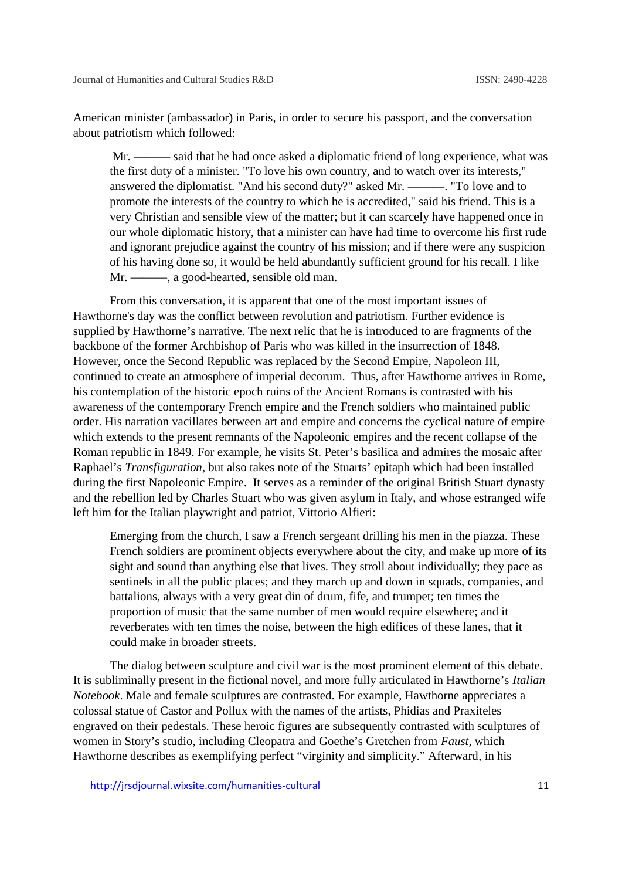American minister (ambassador) in Paris, in order to secure his passport, and the conversation about patriotism which followed:

> Mr. ——— said that he had once asked a diplomatic friend of long experience, what was the first duty of a minister. "To love his own country, and to watch over its interests," answered the diplomatist. "And his second duty?" asked Mr. ———. "To love and to promote the interests of the country to which he is accredited," said his friend. This is a very Christian and sensible view of the matter; but it can scarcely have happened once in our whole diplomatic history, that a minister can have had time to overcome his first rude and ignorant prejudice against the country of his mission; and if there were any suspicion of his having done so, it would be held abundantly sufficient ground for his recall. I like Mr. ———, a good-hearted, sensible old man.

From this conversation, it is apparent that one of the most important issues of Hawthorne's day was the conflict between revolution and patriotism. Further evidence is supplied by Hawthorne's narrative. The next relic that he is introduced to are fragments of the backbone of the former Archbishop of Paris who was killed in the insurrection of 1848. However, once the Second Republic was replaced by the Second Empire, Napoleon III, continued to create an atmosphere of imperial decorum. Thus, after Hawthorne arrives in Rome, his contemplation of the historic epoch ruins of the Ancient Romans is contrasted with his awareness of the contemporary French empire and the French soldiers who maintained public order. His narration vacillates between art and empire and concerns the cyclical nature of empire which extends to the present remnants of the Napoleonic empires and the recent collapse of the Roman republic in 1849. For example, he visits St. Peter's basilica and admires the mosaic after Raphael's *Transfiguration*, but also takes note of the Stuarts' epitaph which had been installed during the first Napoleonic Empire. It serves as a reminder of the original British Stuart dynasty and the rebellion led by Charles Stuart who was given asylum in Italy, and whose estranged wife left him for the Italian playwright and patriot, Vittorio Alfieri:

> Emerging from the church, I saw a French sergeant drilling his men in the piazza. These French soldiers are prominent objects everywhere about the city, and make up more of its sight and sound than anything else that lives. They stroll about individually; they pace as sentinels in all the public places; and they march up and down in squads, companies, and battalions, always with a very great din of drum, fife, and trumpet; ten times the proportion of music that the same number of men would require elsewhere; and it reverberates with ten times the noise, between the high edifices of these lanes, that it could make in broader streets.

The dialog between sculpture and civil war is the most prominent element of this debate. It is subliminally present in the fictional novel, and more fully articulated in Hawthorne's *Italian Notebook*. Male and female sculptures are contrasted. For example, Hawthorne appreciates a colossal statue of Castor and Pollux with the names of the artists, Phidias and Praxiteles engraved on their pedestals. These heroic figures are subsequently contrasted with sculptures of women in Story's studio, including Cleopatra and Goethe's Gretchen from *Faust*, which Hawthorne describes as exemplifying perfect "virginity and simplicity." Afterward, in his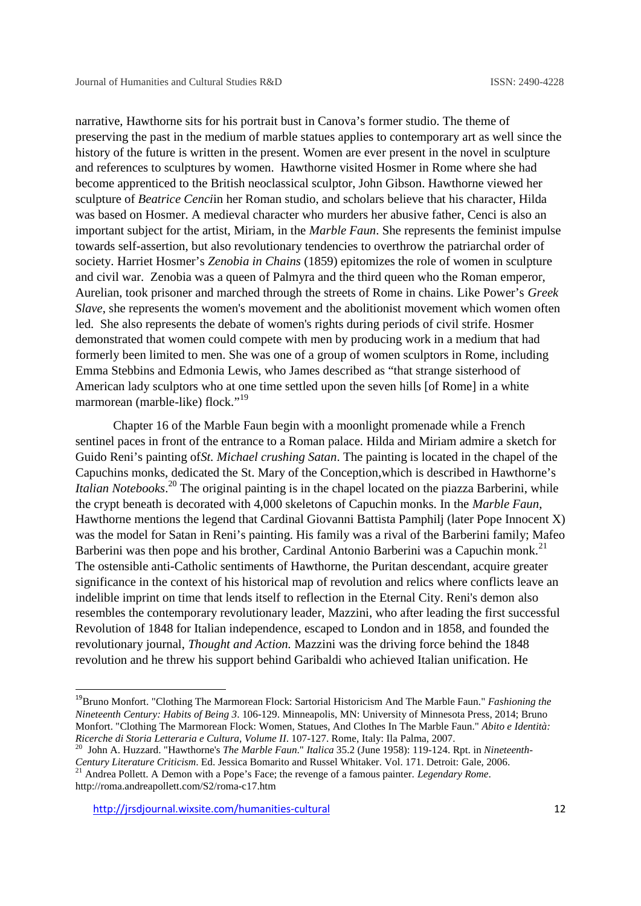narrative, Hawthorne sits for his portrait bust in Canova's former studio. The theme of preserving the past in the medium of marble statues applies to contemporary art as well since the history of the future is written in the present. Women are ever present in the novel in sculpture and references to sculptures by women. Hawthorne visited Hosmer in Rome where she had become apprenticed to the British neoclassical sculptor, John Gibson. Hawthorne viewed her sculpture of *Beatrice Cenci*in her Roman studio, and scholars believe that his character, Hilda was based on Hosmer. A medieval character who murders her abusive father, Cenci is also an important subject for the artist, Miriam, in the *Marble Faun*. She represents the feminist impulse towards self-assertion, but also revolutionary tendencies to overthrow the patriarchal order of society. Harriet Hosmer's *Zenobia in Chains* (1859) epitomizes the role of women in sculpture and civil war. Zenobia was a queen of Palmyra and the third queen who the Roman emperor, Aurelian, took prisoner and marched through the streets of Rome in chains. Like Power's *Greek Slave*, she represents the women's movement and the abolitionist movement which women often led. She also represents the debate of women's rights during periods of civil strife. Hosmer demonstrated that women could compete with men by producing work in a medium that had formerly been limited to men. She was one of a group of women sculptors in Rome, including Emma Stebbins and Edmonia Lewis, who James described as "that strange sisterhood of American lady sculptors who at one time settled upon the seven hills [of Rome] in a white marmorean (marble-like) flock."[19]

Chapter 16 of the Marble Faun begin with a moonlight promenade while a French sentinel paces in front of the entrance to a Roman palace. Hilda and Miriam admire a sketch for Guido Reni's painting of*St. Michael crushing Satan*. The painting is located in the chapel of the Capuchins monks, dedicated the St. Mary of the Conception,which is described in Hawthorne's *Italian Notebooks*.[20] The original painting is in the chapel located on the piazza Barberini, while the crypt beneath is decorated with 4,000 skeletons of Capuchin monks. In the *Marble Faun*, Hawthorne mentions the legend that Cardinal Giovanni Battista Pamphilj (later Pope Innocent X) was the model for Satan in Reni's painting. His family was a rival of the Barberini family; Mafeo Barberini was then pope and his brother, Cardinal Antonio Barberini was a Capuchin monk.[21] The ostensible anti-Catholic sentiments of Hawthorne, the Puritan descendant, acquire greater significance in the context of his historical map of revolution and relics where conflicts leave an indelible imprint on time that lends itself to reflection in the Eternal City. Reni's demon also resembles the contemporary revolutionary leader, Mazzini, who after leading the first successful Revolution of 1848 for Italian independence, escaped to London and in 1858, and founded the revolutionary journal, *Thought and Action.* Mazzini was the driving force behind the 1848 revolution and he threw his support behind Garibaldi who achieved Italian unification. He

---

[19] Bruno Monfort. "Clothing The Marmorean Flock: Sartorial Historicism And The Marble Faun." *Fashioning the Nineteenth Century: Habits of Being 3*. 106-129. Minneapolis, MN: University of Minnesota Press, 2014; Bruno Monfort. "Clothing The Marmorean Flock: Women, Statues, And Clothes In The Marble Faun." *Abito e Identità: Ricerche di Storia Letteraria e Cultura, Volume II*. 107-127. Rome, Italy: Ila Palma, 2007.

[20] John A. Huzzard. "Hawthorne's *The Marble Faun*." *Italica* 35.2 (June 1958): 119-124. Rpt. in *Nineteenth-Century Literature Criticism*. Ed. Jessica Bomarito and Russel Whitaker. Vol. 171. Detroit: Gale, 2006.

[21] Andrea Pollett. A Demon with a Pope's Face; the revenge of a famous painter. *Legendary Rome*. http://roma.andreapollett.com/S2/roma-c17.htm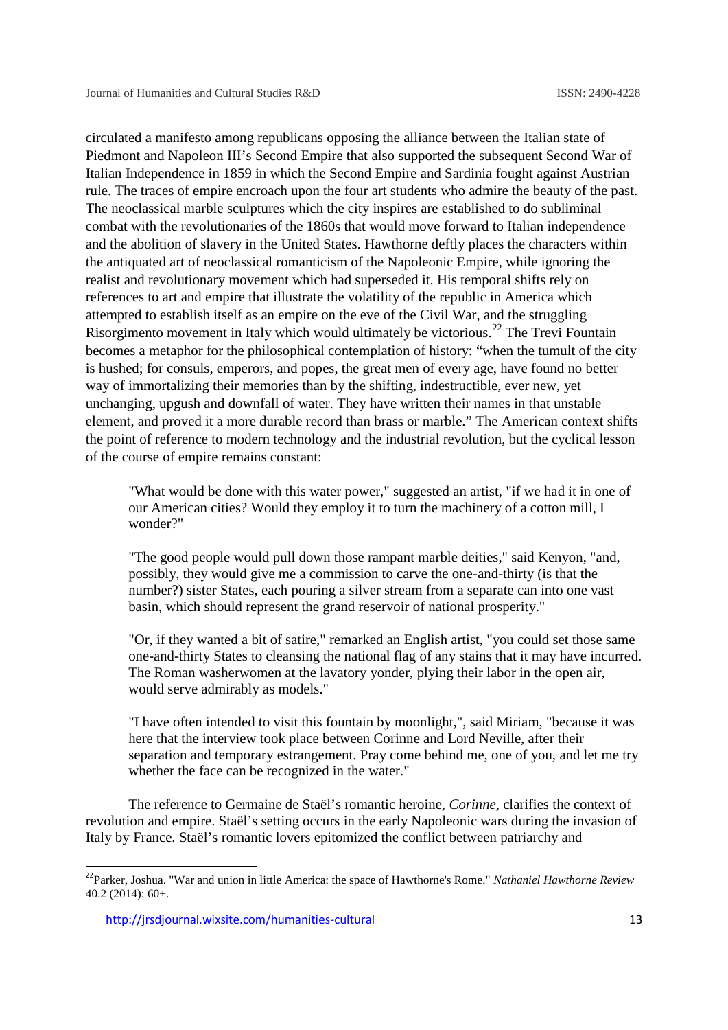circulated a manifesto among republicans opposing the alliance between the Italian state of Piedmont and Napoleon III's Second Empire that also supported the subsequent Second War of Italian Independence in 1859 in which the Second Empire and Sardinia fought against Austrian rule. The traces of empire encroach upon the four art students who admire the beauty of the past. The neoclassical marble sculptures which the city inspires are established to do subliminal combat with the revolutionaries of the 1860s that would move forward to Italian independence and the abolition of slavery in the United States. Hawthorne deftly places the characters within the antiquated art of neoclassical romanticism of the Napoleonic Empire, while ignoring the realist and revolutionary movement which had superseded it. His temporal shifts rely on references to art and empire that illustrate the volatility of the republic in America which attempted to establish itself as an empire on the eve of the Civil War, and the struggling Risorgimento movement in Italy which would ultimately be victorious.[22] The Trevi Fountain becomes a metaphor for the philosophical contemplation of history: "when the tumult of the city is hushed; for consuls, emperors, and popes, the great men of every age, have found no better way of immortalizing their memories than by the shifting, indestructible, ever new, yet unchanging, upgush and downfall of water. They have written their names in that unstable element, and proved it a more durable record than brass or marble." The American context shifts the point of reference to modern technology and the industrial revolution, but the cyclical lesson of the course of empire remains constant:

> "What would be done with this water power," suggested an artist, "if we had it in one of our American cities? Would they employ it to turn the machinery of a cotton mill, I wonder?"
>
> "The good people would pull down those rampant marble deities," said Kenyon, "and, possibly, they would give me a commission to carve the one-and-thirty (is that the number?) sister States, each pouring a silver stream from a separate can into one vast basin, which should represent the grand reservoir of national prosperity."
>
> "Or, if they wanted a bit of satire," remarked an English artist, "you could set those same one-and-thirty States to cleansing the national flag of any stains that it may have incurred. The Roman washerwomen at the lavatory yonder, plying their labor in the open air, would serve admirably as models."
>
> "I have often intended to visit this fountain by moonlight,", said Miriam, "because it was here that the interview took place between Corinne and Lord Neville, after their separation and temporary estrangement. Pray come behind me, one of you, and let me try whether the face can be recognized in the water."

The reference to Germaine de Staël's romantic heroine, *Corinne*, clarifies the context of revolution and empire. Staël's setting occurs in the early Napoleonic wars during the invasion of Italy by France. Staël's romantic lovers epitomized the conflict between patriarchy and

---

[22] Parker, Joshua. "War and union in little America: the space of Hawthorne's Rome." *Nathaniel Hawthorne Review* 40.2 (2014): 60+.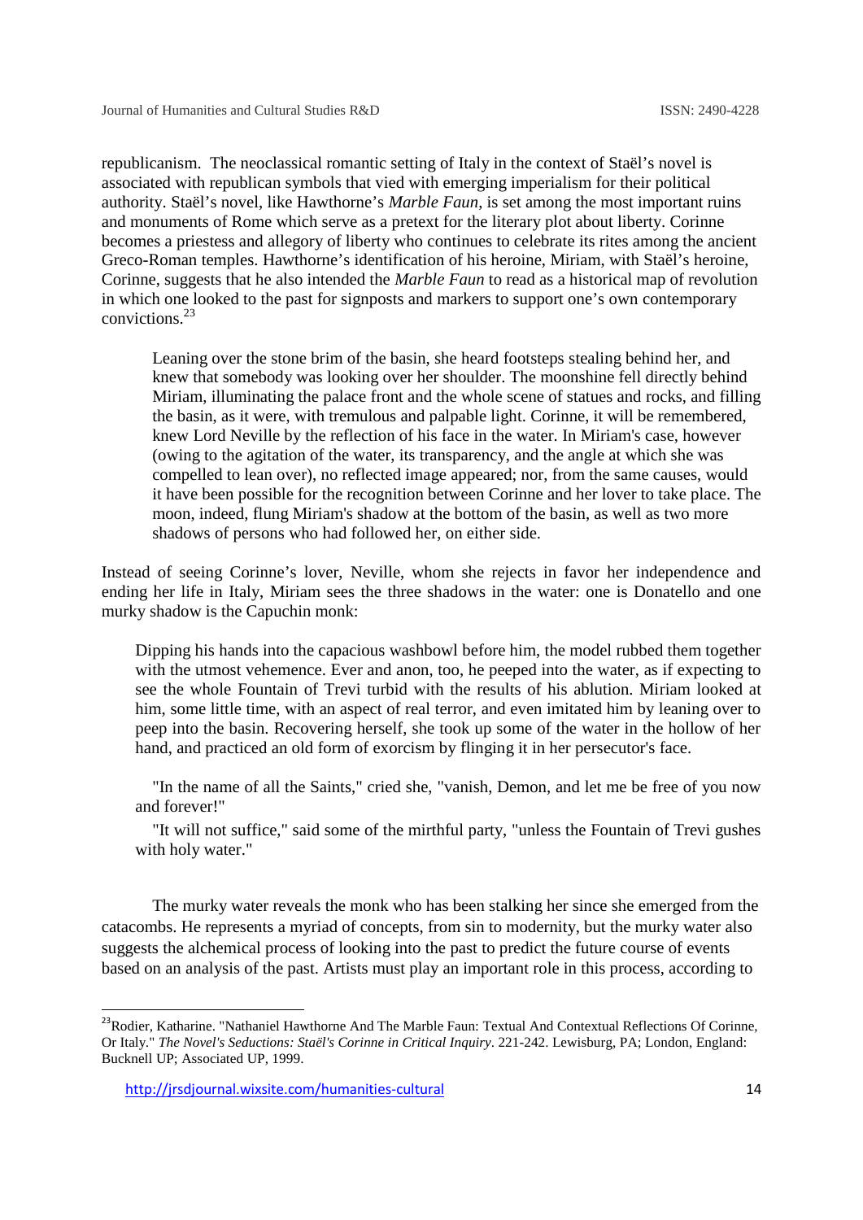republicanism. The neoclassical romantic setting of Italy in the context of Staël's novel is associated with republican symbols that vied with emerging imperialism for their political authority. Staël's novel, like Hawthorne's *Marble Faun*, is set among the most important ruins and monuments of Rome which serve as a pretext for the literary plot about liberty. Corinne becomes a priestess and allegory of liberty who continues to celebrate its rites among the ancient Greco-Roman temples. Hawthorne's identification of his heroine, Miriam, with Staël's heroine, Corinne, suggests that he also intended the *Marble Faun* to read as a historical map of revolution in which one looked to the past for signposts and markers to support one's own contemporary convictions.[23]

> Leaning over the stone brim of the basin, she heard footsteps stealing behind her, and knew that somebody was looking over her shoulder. The moonshine fell directly behind Miriam, illuminating the palace front and the whole scene of statues and rocks, and filling the basin, as it were, with tremulous and palpable light. Corinne, it will be remembered, knew Lord Neville by the reflection of his face in the water. In Miriam's case, however (owing to the agitation of the water, its transparency, and the angle at which she was compelled to lean over), no reflected image appeared; nor, from the same causes, would it have been possible for the recognition between Corinne and her lover to take place. The moon, indeed, flung Miriam's shadow at the bottom of the basin, as well as two more shadows of persons who had followed her, on either side.

Instead of seeing Corinne's lover, Neville, whom she rejects in favor her independence and ending her life in Italy, Miriam sees the three shadows in the water: one is Donatello and one murky shadow is the Capuchin monk:

> Dipping his hands into the capacious washbowl before him, the model rubbed them together with the utmost vehemence. Ever and anon, too, he peeped into the water, as if expecting to see the whole Fountain of Trevi turbid with the results of his ablution. Miriam looked at him, some little time, with an aspect of real terror, and even imitated him by leaning over to peep into the basin. Recovering herself, she took up some of the water in the hollow of her hand, and practiced an old form of exorcism by flinging it in her persecutor's face.
>
> "In the name of all the Saints," cried she, "vanish, Demon, and let me be free of you now and forever!"
>
> "It will not suffice," said some of the mirthful party, "unless the Fountain of Trevi gushes with holy water."

The murky water reveals the monk who has been stalking her since she emerged from the catacombs. He represents a myriad of concepts, from sin to modernity, but the murky water also suggests the alchemical process of looking into the past to predict the future course of events based on an analysis of the past. Artists must play an important role in this process, according to

---

[23] Rodier, Katharine. "Nathaniel Hawthorne And The Marble Faun: Textual And Contextual Reflections Of Corinne, Or Italy." *The Novel's Seductions: Staël's Corinne in Critical Inquiry*. 221-242. Lewisburg, PA; London, England: Bucknell UP; Associated UP, 1999.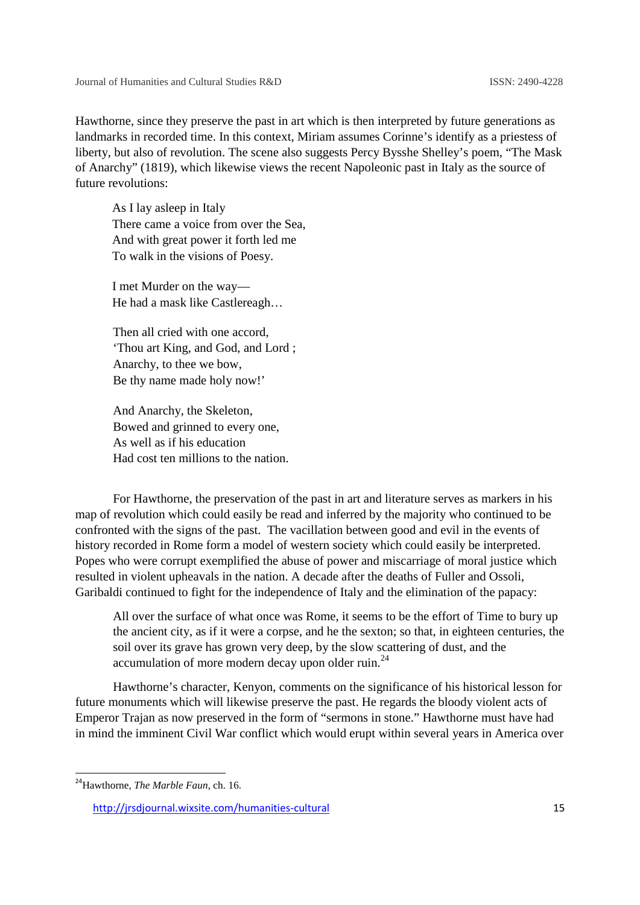Hawthorne, since they preserve the past in art which is then interpreted by future generations as landmarks in recorded time. In this context, Miriam assumes Corinne's identify as a priestess of liberty, but also of revolution. The scene also suggests Percy Bysshe Shelley's poem, "The Mask of Anarchy" (1819), which likewise views the recent Napoleonic past in Italy as the source of future revolutions:

> As I lay asleep in Italy
> There came a voice from over the Sea,
> And with great power it forth led me
> To walk in the visions of Poesy.
>
> I met Murder on the way—
> He had a mask like Castlereagh…
>
> Then all cried with one accord,
> 'Thou art King, and God, and Lord ;
> Anarchy, to thee we bow,
> Be thy name made holy now!'
>
> And Anarchy, the Skeleton,
> Bowed and grinned to every one,
> As well as if his education
> Had cost ten millions to the nation.

For Hawthorne, the preservation of the past in art and literature serves as markers in his map of revolution which could easily be read and inferred by the majority who continued to be confronted with the signs of the past. The vacillation between good and evil in the events of history recorded in Rome form a model of western society which could easily be interpreted. Popes who were corrupt exemplified the abuse of power and miscarriage of moral justice which resulted in violent upheavals in the nation. A decade after the deaths of Fuller and Ossoli, Garibaldi continued to fight for the independence of Italy and the elimination of the papacy:

> All over the surface of what once was Rome, it seems to be the effort of Time to bury up the ancient city, as if it were a corpse, and he the sexton; so that, in eighteen centuries, the soil over its grave has grown very deep, by the slow scattering of dust, and the accumulation of more modern decay upon older ruin.[24]

Hawthorne's character, Kenyon, comments on the significance of his historical lesson for future monuments which will likewise preserve the past. He regards the bloody violent acts of Emperor Trajan as now preserved in the form of "sermons in stone." Hawthorne must have had in mind the imminent Civil War conflict which would erupt within several years in America over

---

[24] Hawthorne, *The Marble Faun*, ch. 16.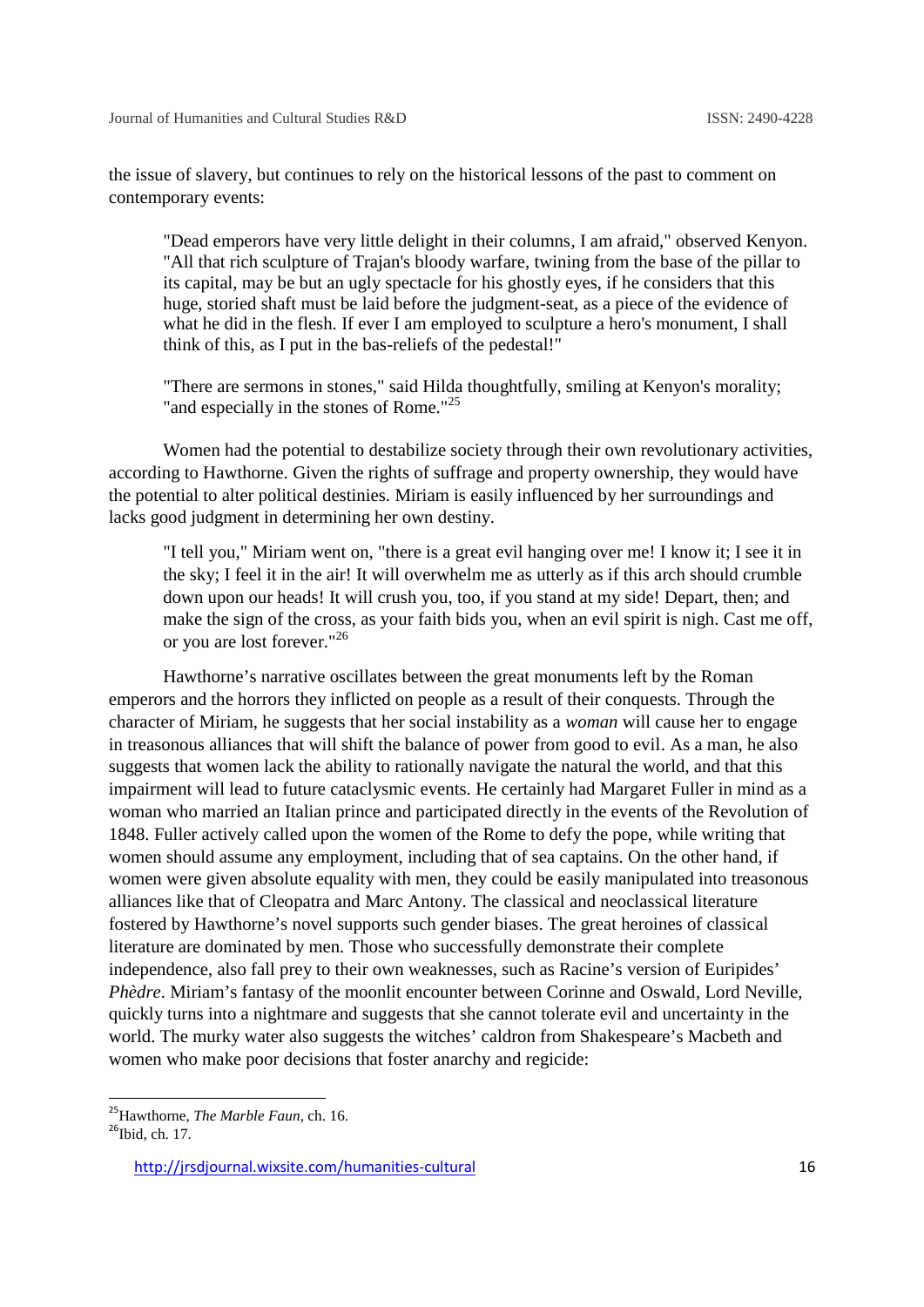the issue of slavery, but continues to rely on the historical lessons of the past to comment on contemporary events:

> "Dead emperors have very little delight in their columns, I am afraid," observed Kenyon. "All that rich sculpture of Trajan's bloody warfare, twining from the base of the pillar to its capital, may be but an ugly spectacle for his ghostly eyes, if he considers that this huge, storied shaft must be laid before the judgment-seat, as a piece of the evidence of what he did in the flesh. If ever I am employed to sculpture a hero's monument, I shall think of this, as I put in the bas-reliefs of the pedestal!"
>
> "There are sermons in stones," said Hilda thoughtfully, smiling at Kenyon's morality; "and especially in the stones of Rome."[25]

Women had the potential to destabilize society through their own revolutionary activities, according to Hawthorne. Given the rights of suffrage and property ownership, they would have the potential to alter political destinies. Miriam is easily influenced by her surroundings and lacks good judgment in determining her own destiny.

> "I tell you," Miriam went on, "there is a great evil hanging over me! I know it; I see it in the sky; I feel it in the air! It will overwhelm me as utterly as if this arch should crumble down upon our heads! It will crush you, too, if you stand at my side! Depart, then; and make the sign of the cross, as your faith bids you, when an evil spirit is nigh. Cast me off, or you are lost forever."[26]

Hawthorne's narrative oscillates between the great monuments left by the Roman emperors and the horrors they inflicted on people as a result of their conquests. Through the character of Miriam, he suggests that her social instability as a *woman* will cause her to engage in treasonous alliances that will shift the balance of power from good to evil. As a man, he also suggests that women lack the ability to rationally navigate the natural the world, and that this impairment will lead to future cataclysmic events. He certainly had Margaret Fuller in mind as a woman who married an Italian prince and participated directly in the events of the Revolution of 1848. Fuller actively called upon the women of the Rome to defy the pope, while writing that women should assume any employment, including that of sea captains. On the other hand, if women were given absolute equality with men, they could be easily manipulated into treasonous alliances like that of Cleopatra and Marc Antony. The classical and neoclassical literature fostered by Hawthorne's novel supports such gender biases. The great heroines of classical literature are dominated by men. Those who successfully demonstrate their complete independence, also fall prey to their own weaknesses, such as Racine's version of Euripides' *Phèdre*. Miriam's fantasy of the moonlit encounter between Corinne and Oswald, Lord Neville, quickly turns into a nightmare and suggests that she cannot tolerate evil and uncertainty in the world. The murky water also suggests the witches' caldron from Shakespeare's Macbeth and women who make poor decisions that foster anarchy and regicide:

---

[25] Hawthorne, *The Marble Faun*, ch. 16.

[26] Ibid, ch. 17.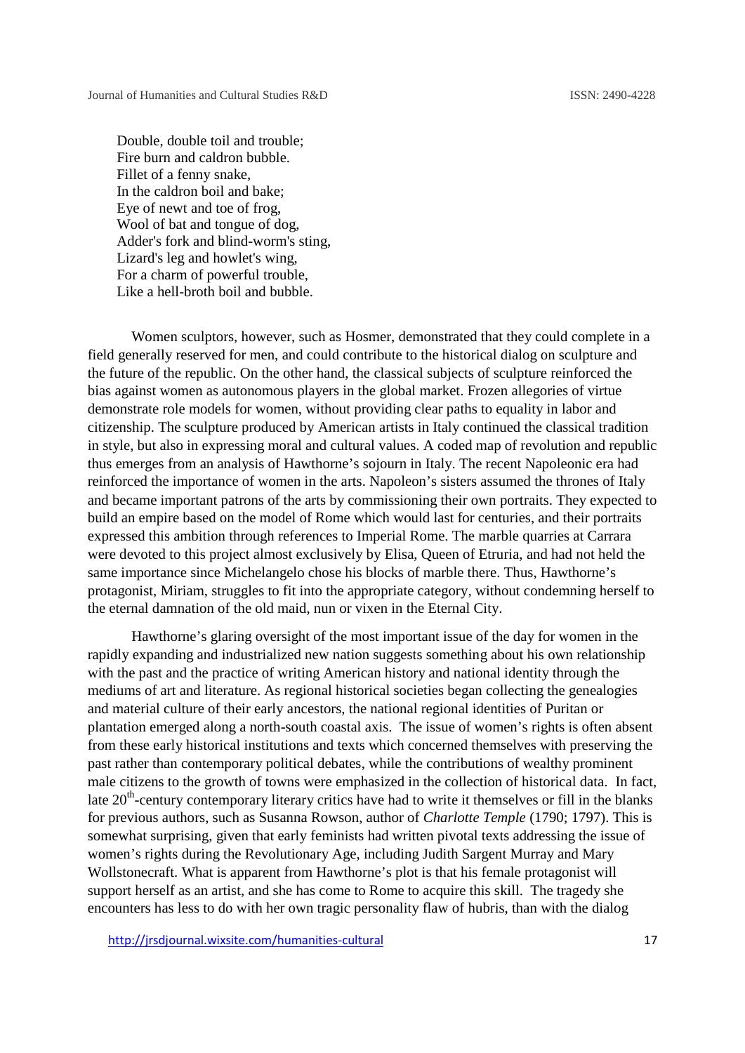Double, double toil and trouble;
Fire burn and caldron bubble.
Fillet of a fenny snake,
In the caldron boil and bake;
Eye of newt and toe of frog,
Wool of bat and tongue of dog,
Adder's fork and blind-worm's sting,
Lizard's leg and howlet's wing,
For a charm of powerful trouble,
Like a hell-broth boil and bubble.

Women sculptors, however, such as Hosmer, demonstrated that they could complete in a field generally reserved for men, and could contribute to the historical dialog on sculpture and the future of the republic. On the other hand, the classical subjects of sculpture reinforced the bias against women as autonomous players in the global market. Frozen allegories of virtue demonstrate role models for women, without providing clear paths to equality in labor and citizenship. The sculpture produced by American artists in Italy continued the classical tradition in style, but also in expressing moral and cultural values. A coded map of revolution and republic thus emerges from an analysis of Hawthorne's sojourn in Italy. The recent Napoleonic era had reinforced the importance of women in the arts. Napoleon's sisters assumed the thrones of Italy and became important patrons of the arts by commissioning their own portraits. They expected to build an empire based on the model of Rome which would last for centuries, and their portraits expressed this ambition through references to Imperial Rome. The marble quarries at Carrara were devoted to this project almost exclusively by Elisa, Queen of Etruria, and had not held the same importance since Michelangelo chose his blocks of marble there. Thus, Hawthorne's protagonist, Miriam, struggles to fit into the appropriate category, without condemning herself to the eternal damnation of the old maid, nun or vixen in the Eternal City.

Hawthorne's glaring oversight of the most important issue of the day for women in the rapidly expanding and industrialized new nation suggests something about his own relationship with the past and the practice of writing American history and national identity through the mediums of art and literature. As regional historical societies began collecting the genealogies and material culture of their early ancestors, the national regional identities of Puritan or plantation emerged along a north-south coastal axis. The issue of women's rights is often absent from these early historical institutions and texts which concerned themselves with preserving the past rather than contemporary political debates, while the contributions of wealthy prominent male citizens to the growth of towns were emphasized in the collection of historical data. In fact, late 20th-century contemporary literary critics have had to write it themselves or fill in the blanks for previous authors, such as Susanna Rowson, author of *Charlotte Temple* (1790; 1797). This is somewhat surprising, given that early feminists had written pivotal texts addressing the issue of women's rights during the Revolutionary Age, including Judith Sargent Murray and Mary Wollstonecraft. What is apparent from Hawthorne's plot is that his female protagonist will support herself as an artist, and she has come to Rome to acquire this skill. The tragedy she encounters has less to do with her own tragic personality flaw of hubris, than with the dialog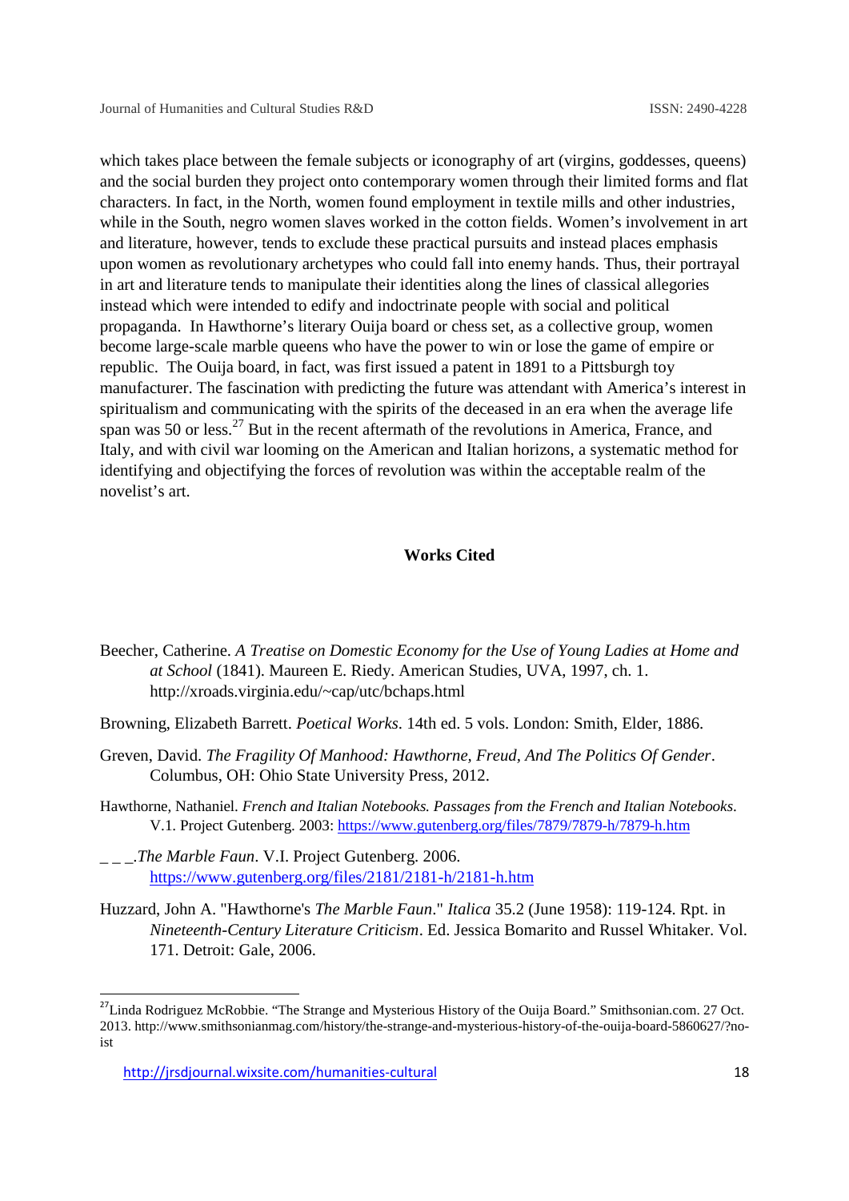which takes place between the female subjects or iconography of art (virgins, goddesses, queens) and the social burden they project onto contemporary women through their limited forms and flat characters. In fact, in the North, women found employment in textile mills and other industries, while in the South, negro women slaves worked in the cotton fields. Women's involvement in art and literature, however, tends to exclude these practical pursuits and instead places emphasis upon women as revolutionary archetypes who could fall into enemy hands. Thus, their portrayal in art and literature tends to manipulate their identities along the lines of classical allegories instead which were intended to edify and indoctrinate people with social and political propaganda. In Hawthorne's literary Ouija board or chess set, as a collective group, women become large-scale marble queens who have the power to win or lose the game of empire or republic. The Ouija board, in fact, was first issued a patent in 1891 to a Pittsburgh toy manufacturer. The fascination with predicting the future was attendant with America's interest in spiritualism and communicating with the spirits of the deceased in an era when the average life span was 50 or less.[27] But in the recent aftermath of the revolutions in America, France, and Italy, and with civil war looming on the American and Italian horizons, a systematic method for identifying and objectifying the forces of revolution was within the acceptable realm of the novelist's art.

## Works Cited

Beecher, Catherine. *A Treatise on Domestic Economy for the Use of Young Ladies at Home and at School* (1841). Maureen E. Riedy. American Studies, UVA, 1997, ch. 1. http://xroads.virginia.edu/~cap/utc/bchaps.html

Browning, Elizabeth Barrett. *Poetical Works*. 14th ed. 5 vols. London: Smith, Elder, 1886.

Greven, David. *The Fragility Of Manhood: Hawthorne, Freud, And The Politics Of Gender*. Columbus, OH: Ohio State University Press, 2012.

Hawthorne, Nathaniel. *French and Italian Notebooks. Passages from the French and Italian Notebooks*. V.1. Project Gutenberg. 2003: https://www.gutenberg.org/files/7879/7879-h/7879-h.htm

_ _ _.*The Marble Faun*. V.I. Project Gutenberg. 2006. https://www.gutenberg.org/files/2181/2181-h/2181-h.htm

Huzzard, John A. "Hawthorne's *The Marble Faun*." *Italica* 35.2 (June 1958): 119-124. Rpt. in *Nineteenth-Century Literature Criticism*. Ed. Jessica Bomarito and Russel Whitaker. Vol. 171. Detroit: Gale, 2006.

---

[27]Linda Rodriguez McRobbie. "The Strange and Mysterious History of the Ouija Board." Smithsonian.com. 27 Oct. 2013. http://www.smithsonianmag.com/history/the-strange-and-mysterious-history-of-the-ouija-board-5860627/?no-ist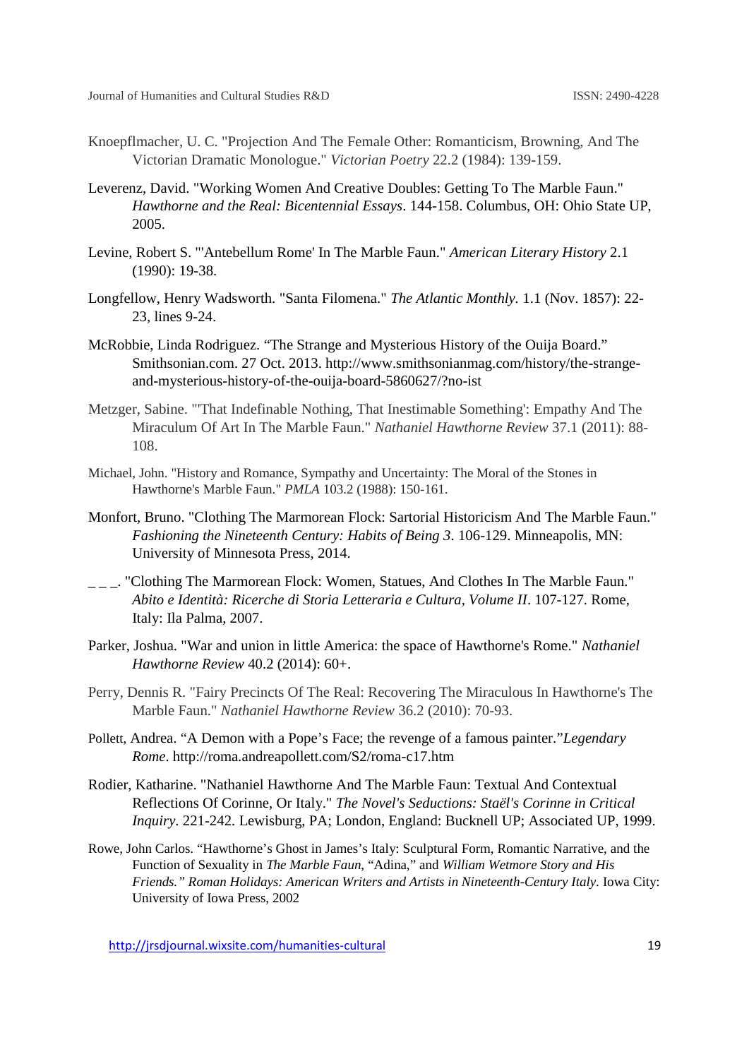Knoepflmacher, U. C. "Projection And The Female Other: Romanticism, Browning, And The Victorian Dramatic Monologue." *Victorian Poetry* 22.2 (1984): 139-159.

Leverenz, David. "Working Women And Creative Doubles: Getting To The Marble Faun." *Hawthorne and the Real: Bicentennial Essays*. 144-158. Columbus, OH: Ohio State UP, 2005.

Levine, Robert S. "'Antebellum Rome' In The Marble Faun." *American Literary History* 2.1 (1990): 19-38.

Longfellow, Henry Wadsworth. "Santa Filomena." *The Atlantic Monthly.* 1.1 (Nov. 1857): 22-23, lines 9-24.

McRobbie, Linda Rodriguez. "The Strange and Mysterious History of the Ouija Board." Smithsonian.com. 27 Oct. 2013. http://www.smithsonianmag.com/history/the-strange-and-mysterious-history-of-the-ouija-board-5860627/?no-ist

Metzger, Sabine. "'That Indefinable Nothing, That Inestimable Something': Empathy And The Miraculum Of Art In The Marble Faun." *Nathaniel Hawthorne Review* 37.1 (2011): 88-108.

Michael, John. "History and Romance, Sympathy and Uncertainty: The Moral of the Stones in Hawthorne's Marble Faun." *PMLA* 103.2 (1988): 150-161.

Monfort, Bruno. "Clothing The Marmorean Flock: Sartorial Historicism And The Marble Faun." *Fashioning the Nineteenth Century: Habits of Being 3*. 106-129. Minneapolis, MN: University of Minnesota Press, 2014.

_ _ _. "Clothing The Marmorean Flock: Women, Statues, And Clothes In The Marble Faun." *Abito e Identità: Ricerche di Storia Letteraria e Cultura, Volume II*. 107-127. Rome, Italy: Ila Palma, 2007.

Parker, Joshua. "War and union in little America: the space of Hawthorne's Rome." *Nathaniel Hawthorne Review* 40.2 (2014): 60+.

Perry, Dennis R. "Fairy Precincts Of The Real: Recovering The Miraculous In Hawthorne's The Marble Faun." *Nathaniel Hawthorne Review* 36.2 (2010): 70-93.

Pollett, Andrea. "A Demon with a Pope's Face; the revenge of a famous painter."*Legendary Rome*. http://roma.andreapollett.com/S2/roma-c17.htm

Rodier, Katharine. "Nathaniel Hawthorne And The Marble Faun: Textual And Contextual Reflections Of Corinne, Or Italy." *The Novel's Seductions: Staël's Corinne in Critical Inquiry*. 221-242. Lewisburg, PA; London, England: Bucknell UP; Associated UP, 1999.

Rowe, John Carlos. "Hawthorne's Ghost in James's Italy: Sculptural Form, Romantic Narrative, and the Function of Sexuality in *The Marble Faun*, "Adina," and *William Wetmore Story and His Friends." Roman Holidays: American Writers and Artists in Nineteenth-Century Italy*. Iowa City: University of Iowa Press, 2002